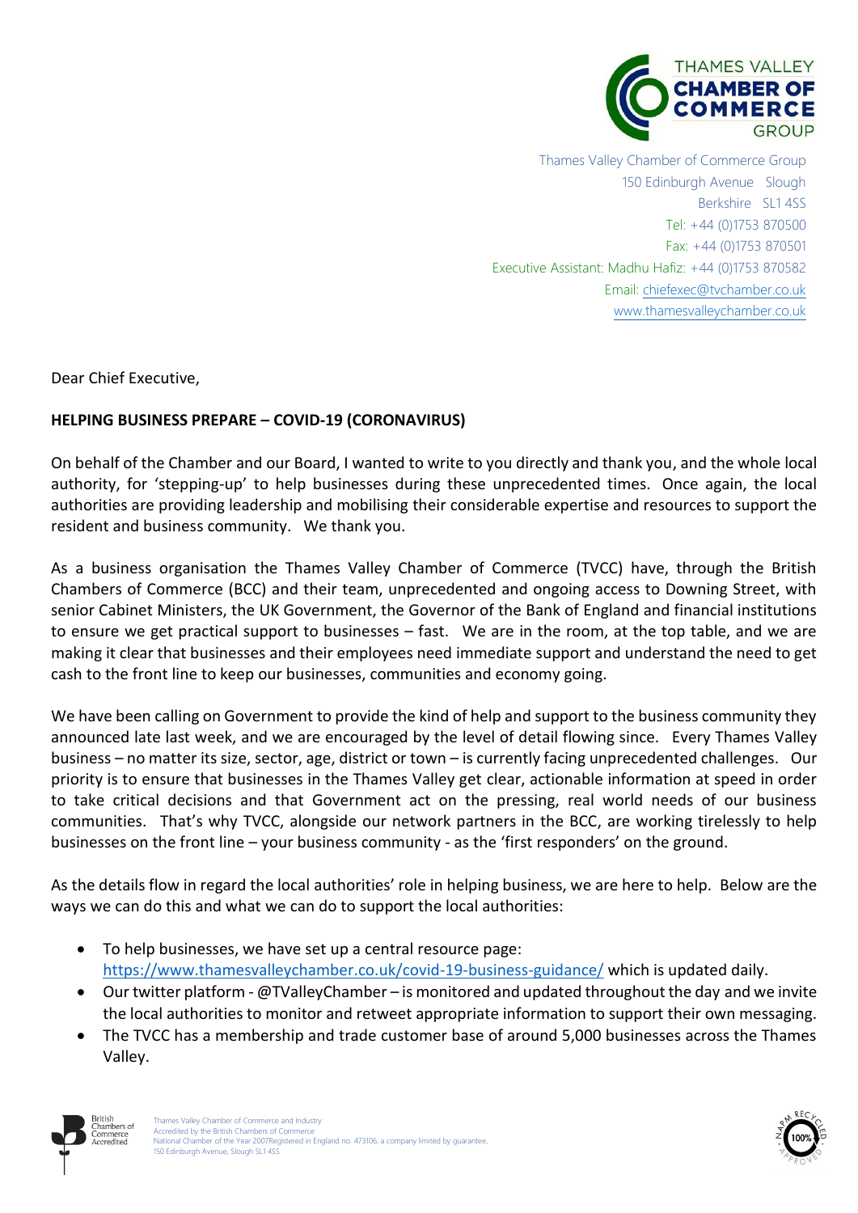THAMES VALLEY
CHAMBER OF
COMMERCE
GROUP

Thames Valley Chamber of Commerce Group
150 Edinburgh Avenue Slough
Berkshire SL1 4SS
Tel: +44 (0)1753 870500
Fax: +44 (0)1753 870501
Executive Assistant: Madhu Hafiz: +44 (0)1753 870582
Email: chiefexec@tvchamber.co.uk
www.thamesvalleychamber.co.uk

Dear Chief Executive,

**HELPING BUSINESS PREPARE – COVID-19 (CORONAVIRUS)**

On behalf of the Chamber and our Board, I wanted to write to you directly and thank you, and the whole local authority, for 'stepping-up' to help businesses during these unprecedented times. Once again, the local authorities are providing leadership and mobilising their considerable expertise and resources to support the resident and business community. We thank you.

As a business organisation the Thames Valley Chamber of Commerce (TVCC) have, through the British Chambers of Commerce (BCC) and their team, unprecedented and ongoing access to Downing Street, with senior Cabinet Ministers, the UK Government, the Governor of the Bank of England and financial institutions to ensure we get practical support to businesses – fast. We are in the room, at the top table, and we are making it clear that businesses and their employees need immediate support and understand the need to get cash to the front line to keep our businesses, communities and economy going.

We have been calling on Government to provide the kind of help and support to the business community they announced late last week, and we are encouraged by the level of detail flowing since. Every Thames Valley business – no matter its size, sector, age, district or town – is currently facing unprecedented challenges. Our priority is to ensure that businesses in the Thames Valley get clear, actionable information at speed in order to take critical decisions and that Government act on the pressing, real world needs of our business communities. That's why TVCC, alongside our network partners in the BCC, are working tirelessly to help businesses on the front line – your business community - as the 'first responders' on the ground.

As the details flow in regard the local authorities' role in helping business, we are here to help. Below are the ways we can do this and what we can do to support the local authorities:

- To help businesses, we have set up a central resource page: https://www.thamesvalleychamber.co.uk/covid-19-business-guidance/ which is updated daily.
- Our twitter platform - @TValleyChamber – is monitored and updated throughout the day and we invite the local authorities to monitor and retweet appropriate information to support their own messaging.
- The TVCC has a membership and trade customer base of around 5,000 businesses across the Thames Valley.

Thames Valley Chamber of Commerce and Industry
Accredited by the British Chambers of Commerce
National Chamber of the Year 2007Registered in England no. 473106, a company limited by guarantee,
150 Edinburgh Avenue, Slough SL1 4SS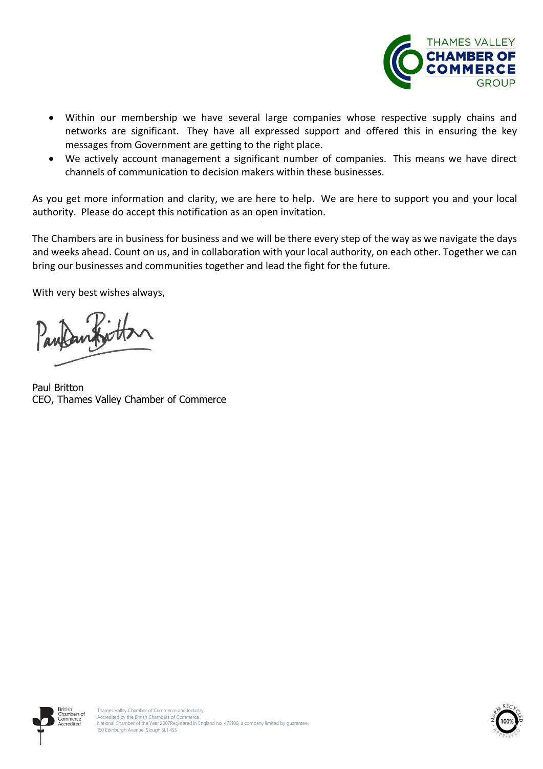- Within our membership we have several large companies whose respective supply chains and networks are significant. They have all expressed support and offered this in ensuring the key messages from Government are getting to the right place.
- We actively account management a significant number of companies. This means we have direct channels of communication to decision makers within these businesses.

As you get more information and clarity, we are here to help. We are here to support you and your local authority. Please do accept this notification as an open invitation.

The Chambers are in business for business and we will be there every step of the way as we navigate the days and weeks ahead. Count on us, and in collaboration with your local authority, on each other. Together we can bring our businesses and communities together and lead the fight for the future.

With very best wishes always,

Paul Britton
CEO, Thames Valley Chamber of Commerce

Thames Valley Chamber of Commerce and Industry
Accredited by the British Chambers of Commerce
National Chamber of the Year 2007Registered in England no. 473106, a company limited by guarantee,
150 Edinburgh Avenue, Slough SL1 4SS